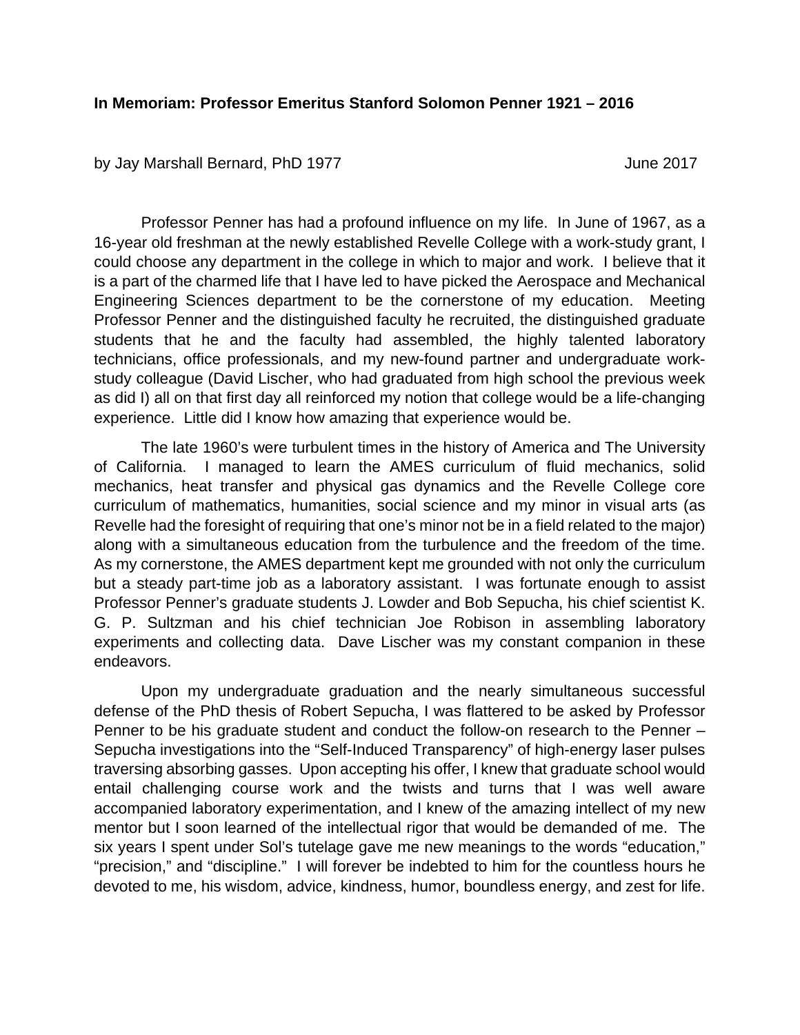**In Memoriam: Professor Emeritus Stanford Solomon Penner 1921 – 2016**

by Jay Marshall Bernard, PhD 1977 June 2017

Professor Penner has had a profound influence on my life. In June of 1967, as a 16-year old freshman at the newly established Revelle College with a work-study grant, I could choose any department in the college in which to major and work. I believe that it is a part of the charmed life that I have led to have picked the Aerospace and Mechanical Engineering Sciences department to be the cornerstone of my education. Meeting Professor Penner and the distinguished faculty he recruited, the distinguished graduate students that he and the faculty had assembled, the highly talented laboratory technicians, office professionals, and my new-found partner and undergraduate work-study colleague (David Lischer, who had graduated from high school the previous week as did I) all on that first day all reinforced my notion that college would be a life-changing experience. Little did I know how amazing that experience would be.

The late 1960's were turbulent times in the history of America and The University of California. I managed to learn the AMES curriculum of fluid mechanics, solid mechanics, heat transfer and physical gas dynamics and the Revelle College core curriculum of mathematics, humanities, social science and my minor in visual arts (as Revelle had the foresight of requiring that one's minor not be in a field related to the major) along with a simultaneous education from the turbulence and the freedom of the time. As my cornerstone, the AMES department kept me grounded with not only the curriculum but a steady part-time job as a laboratory assistant. I was fortunate enough to assist Professor Penner's graduate students J. Lowder and Bob Sepucha, his chief scientist K. G. P. Sultzman and his chief technician Joe Robison in assembling laboratory experiments and collecting data. Dave Lischer was my constant companion in these endeavors.

Upon my undergraduate graduation and the nearly simultaneous successful defense of the PhD thesis of Robert Sepucha, I was flattered to be asked by Professor Penner to be his graduate student and conduct the follow-on research to the Penner – Sepucha investigations into the "Self-Induced Transparency" of high-energy laser pulses traversing absorbing gasses. Upon accepting his offer, I knew that graduate school would entail challenging course work and the twists and turns that I was well aware accompanied laboratory experimentation, and I knew of the amazing intellect of my new mentor but I soon learned of the intellectual rigor that would be demanded of me. The six years I spent under Sol's tutelage gave me new meanings to the words "education," "precision," and "discipline." I will forever be indebted to him for the countless hours he devoted to me, his wisdom, advice, kindness, humor, boundless energy, and zest for life.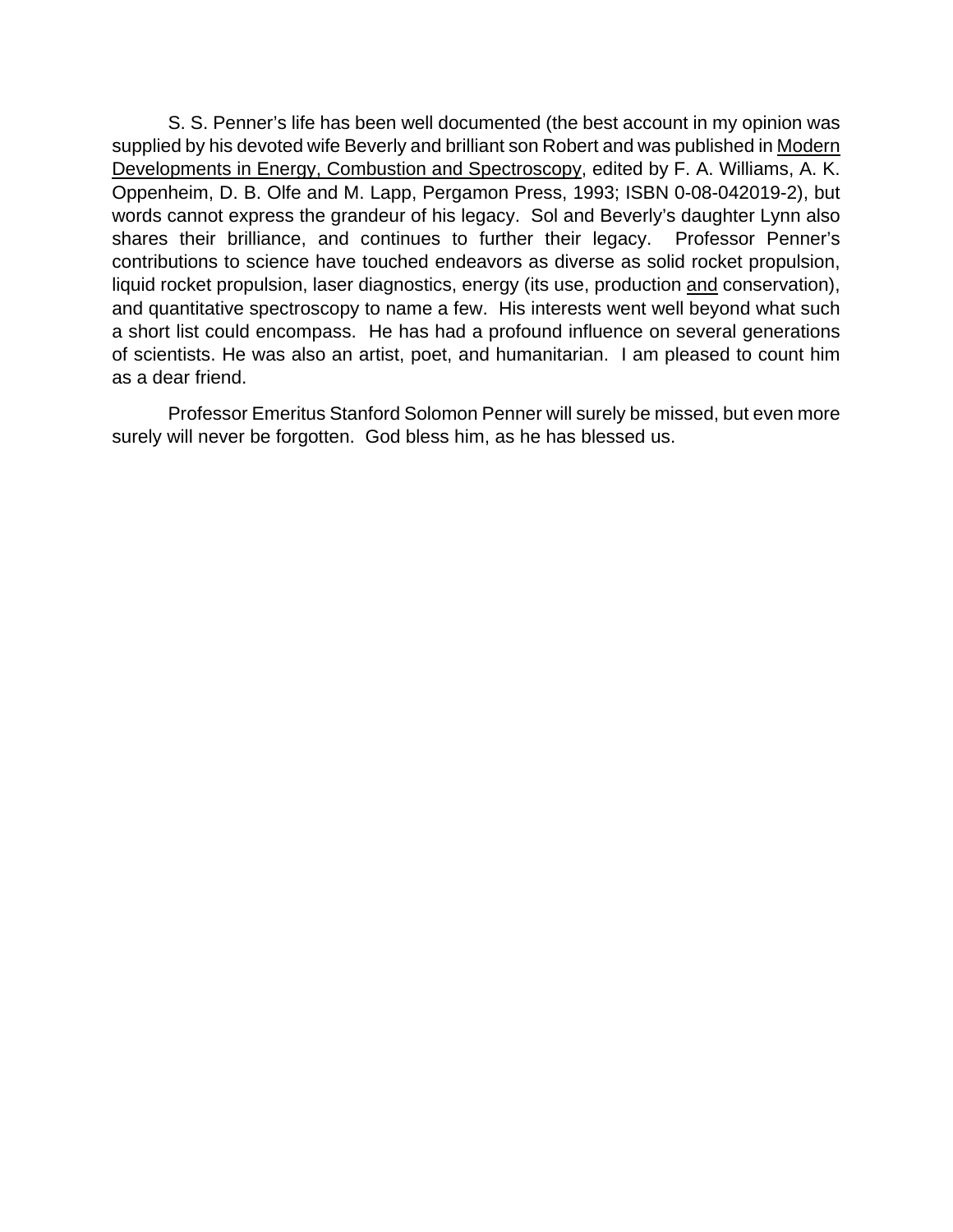S. S. Penner's life has been well documented (the best account in my opinion was supplied by his devoted wife Beverly and brilliant son Robert and was published in <u>Modern Developments in Energy, Combustion and Spectroscopy</u>, edited by F. A. Williams, A. K. Oppenheim, D. B. Olfe and M. Lapp, Pergamon Press, 1993; ISBN 0-08-042019-2), but words cannot express the grandeur of his legacy. Sol and Beverly's daughter Lynn also shares their brilliance, and continues to further their legacy. Professor Penner's contributions to science have touched endeavors as diverse as solid rocket propulsion, liquid rocket propulsion, laser diagnostics, energy (its use, production <u>and</u> conservation), and quantitative spectroscopy to name a few. His interests went well beyond what such a short list could encompass. He has had a profound influence on several generations of scientists. He was also an artist, poet, and humanitarian. I am pleased to count him as a dear friend.

Professor Emeritus Stanford Solomon Penner will surely be missed, but even more surely will never be forgotten. God bless him, as he has blessed us.